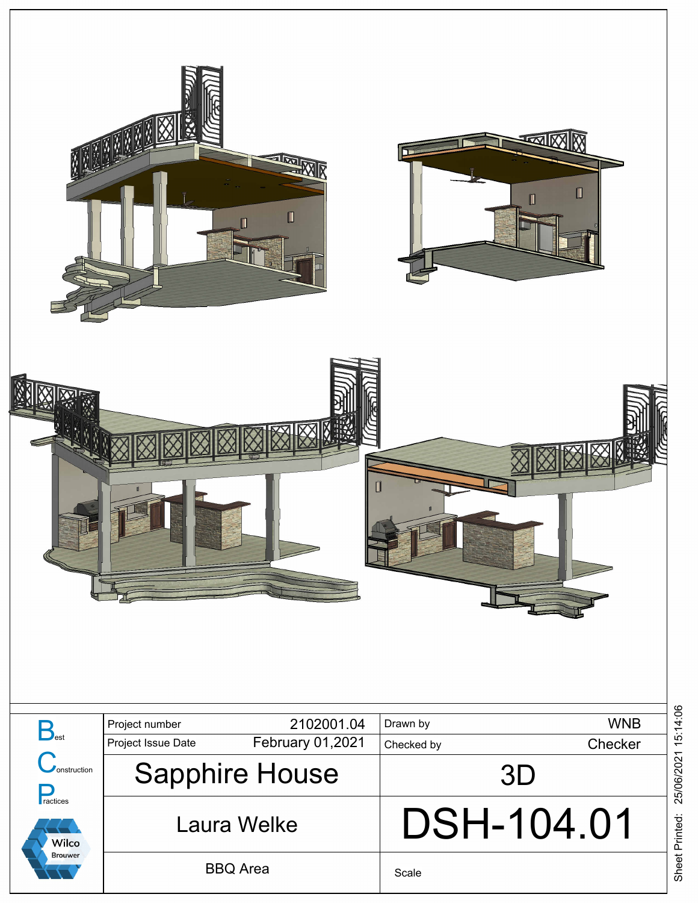| | | | |
|---|---|---|---|
| Best Construction Practices | Project number 2102001.04 | Drawn by | WNB |
| Wilco Brouwer | Project Issue Date February 01,2021 | Checked by | Checker |
| | Sapphire House | 3D | |
| | Laura Welke | DSH-104.01 | |
| | BBQ Area | Scale | |

Sheet Printed: 25/06/2021 15:14:06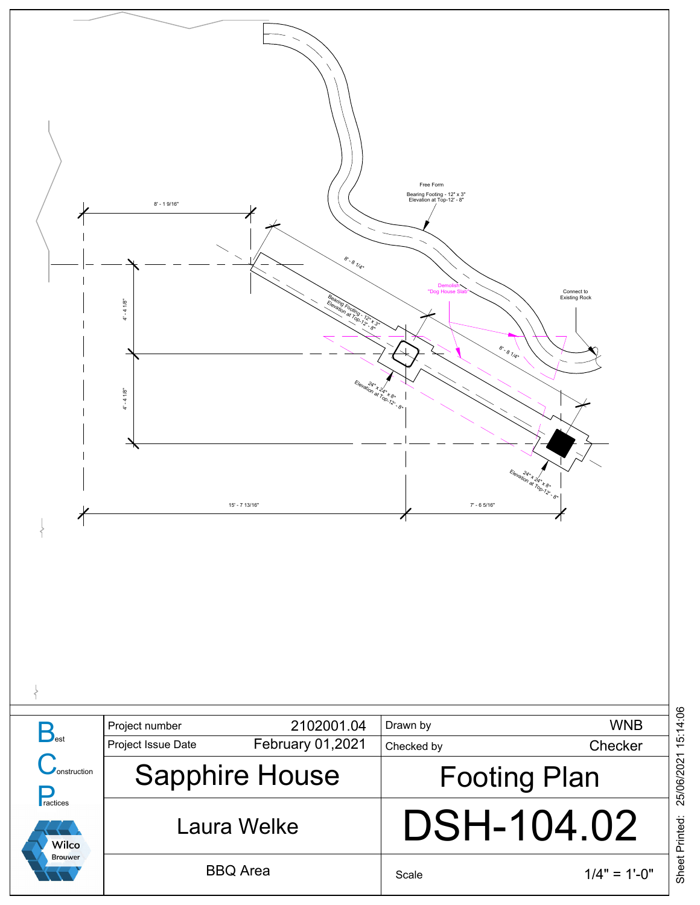Free Form

Bearing Footing - 12" x 3"
Elevation at Top-12' - 8"

8' - 1 9/16"

8' - 8 1/4"

Demolish
"Dog House Slab"

Connect to
Existing Rock

Bearing Footing - 12" x 3"
Elevation at Top-12' - 8"

4' - 4 1/8"

4' - 4 1/8"

8' - 8 1/4"

24" x 24" x 8"
Elevation at Top-12' - 8"

24" x 24" x 8"
Elevation at Top-12' - 8"

15' - 7 13/16"

7' - 6 5/16"

| Best Construction Practices | Project number | 2102001.04 | Drawn by | WNB |
|---|---|---|---|---|
| | Project Issue Date | February 01,2021 | Checked by | Checker |
| | Sapphire House | | Footing Plan | |
| Wilco Brouwer | Laura Welke | | DSH-104.02 | |
| | BBQ Area | | Scale | 1/4" = 1'-0" |

Sheet Printed: 25/06/2021 15:14:06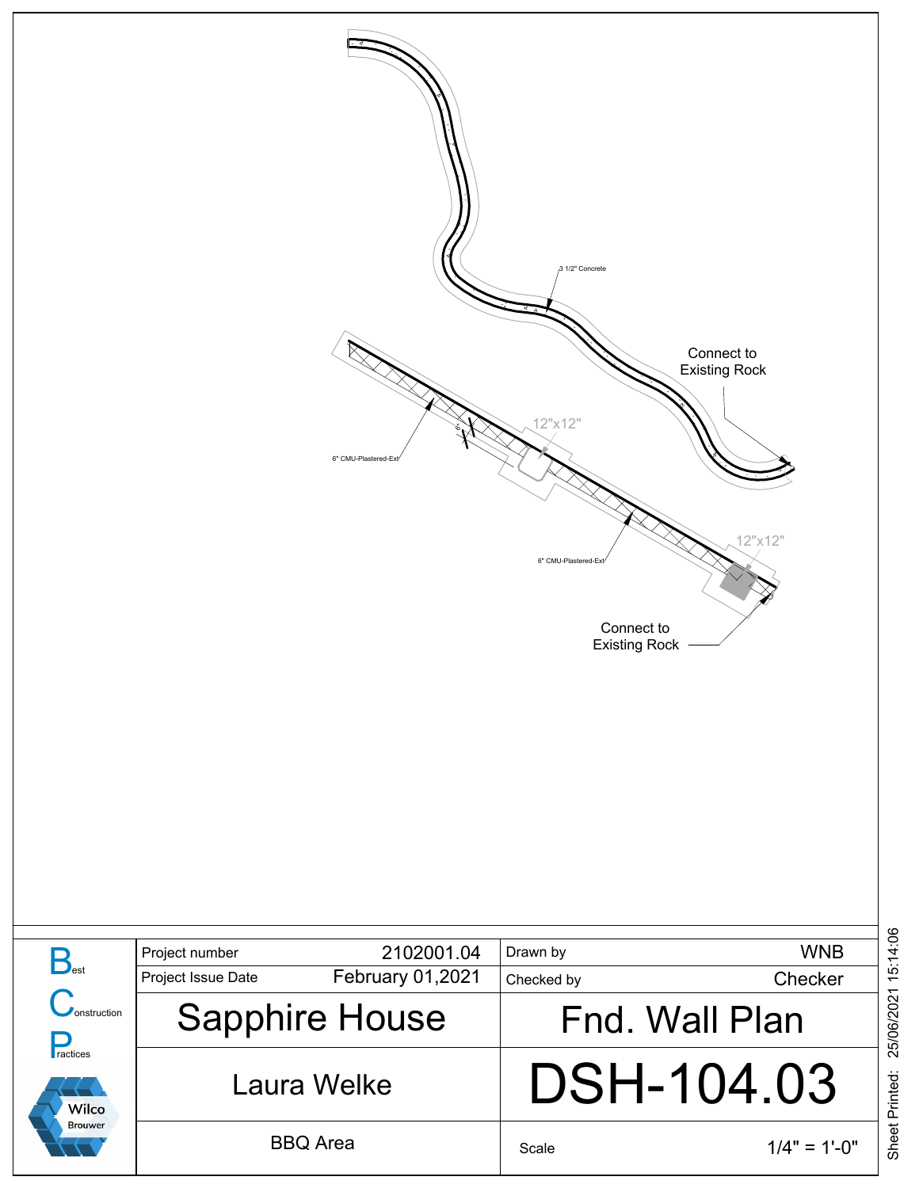3 1/2" Concrete

Connect to Existing Rock

12"x12"

6" CMU-Plastered-Ext

12"x12"

6" CMU-Plastered-Ext

Connect to Existing Rock

| Project number | 2102001.04 | Drawn by | WNB |
|---|---|---|---|
| Project Issue Date | February 01,2021 | Checked by | Checker |
| Sapphire House | | Fnd. Wall Plan | |
| Laura Welke | | DSH-104.03 | |
| BBQ Area | | Scale | 1/4" = 1'-0" |

Best Construction Practices

Wilco Brouwer

Sheet Printed: 25/06/2021 15:14:06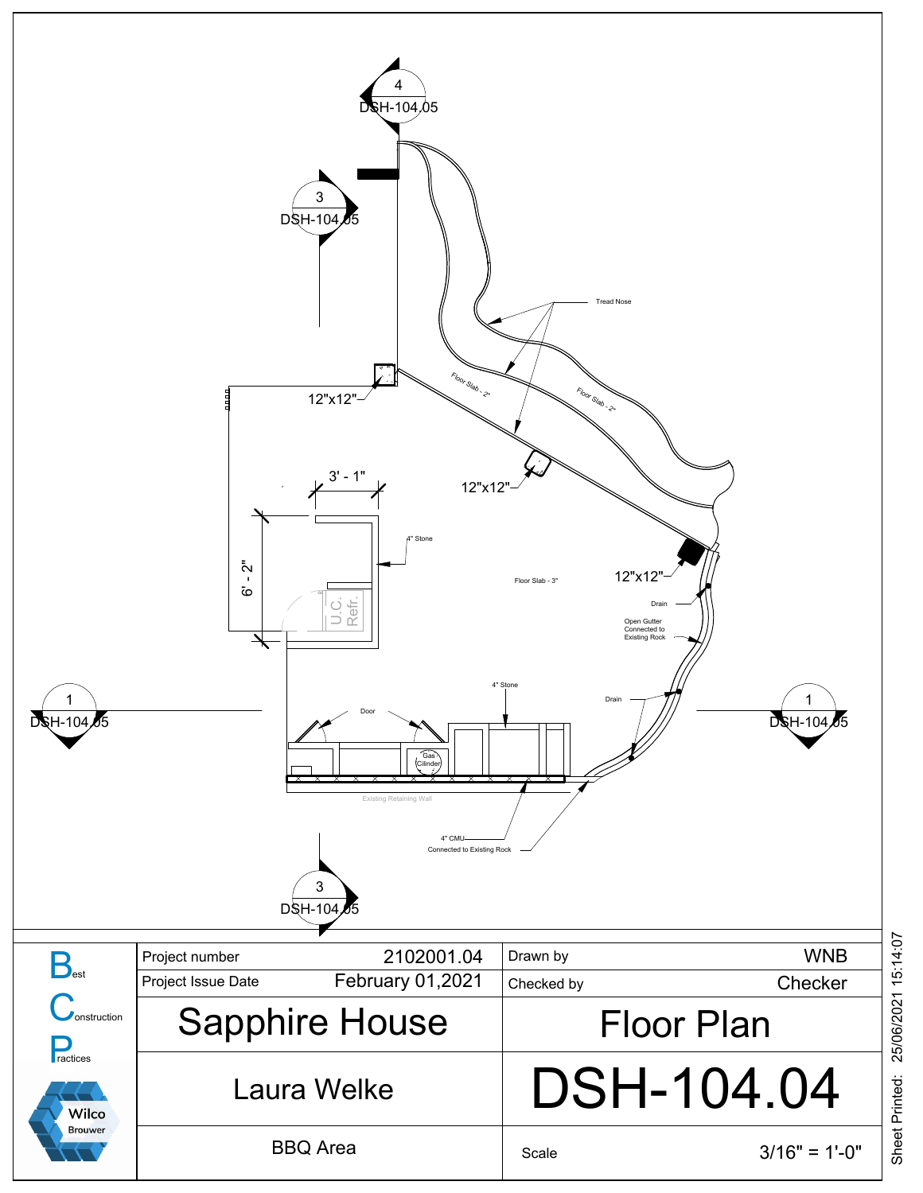4
DSH-104.05

3
DSH-104.05

Tread Nose

12"x12"

Floor Slab - 2"

Floor Slab - 2"

3' - 1"

12"x12"

6' - 2"

4" Stone

Floor Slab - 3"

12"x12"

Drain

Open Gutter
Connected to
Existing Rock

U.C.
Refr.

4" Stone

1
DSH-104.05

Door

Drain

1
DSH-104.05

Gas
Cilinder

Existing Retaining Wall

4" CMU
Connected to Existing Rock

3
DSH-104.05

| | | | | |
|---|---|---|---|---|
| Best Construction Practices | Project number | 2102001.04 | Drawn by | WNB |
| | Project Issue Date | February 01,2021 | Checked by | Checker |
| | Sapphire House | | Floor Plan | |
| Wilco Brouwer | Laura Welke | | DSH-104.04 | |
| | BBQ Area | | Scale | 3/16" = 1'-0" |

Sheet Printed: 25/06/2021 15:14:07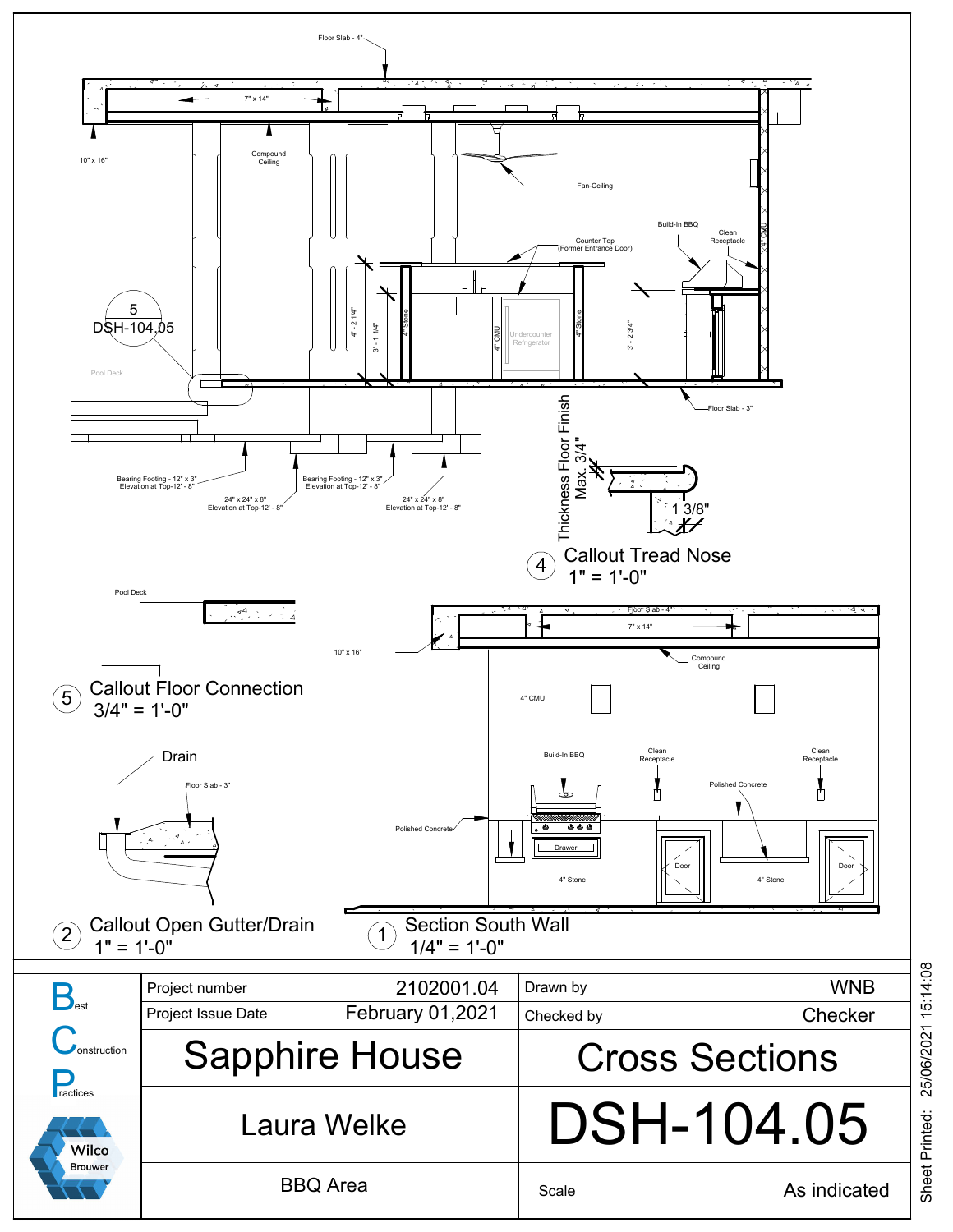Floor Slab - 4"

7" x 14"

10" x 16"

Compound Ceiling

Fan-Ceiling

Build-In BBQ

Clean Receptacle

Counter Top (Former Entrance Door)

4" CMU

5
DSH-104.05

Pool Deck

4' - 2 1/4"

3' - 1 1/4"

4" Stone

4" CMU

Undercounter Refrigerator

4" Stone

3' - 2 3/4"

Floor Slab - 3"

Bearing Footing - 12" x 3"
Elevation at Top-12' - 8"

24" x 24" x 8"
Elevation at Top-12' - 8"

Bearing Footing - 12" x 3"
Elevation at Top-12' - 8"

24" x 24" x 8"
Elevation at Top-12' - 8"

Thickness Floor Finish Max. 3/4"

1 3/8"

## 4 Callout Tread Nose
1" = 1'-0"

Pool Deck

## 5 Callout Floor Connection
3/4" = 1'-0"

Floor Slab - 4"

7" x 14"

10" x 16"

Compound Ceiling

4" CMU

Build-In BBQ

Clean Receptacle

Clean Receptacle

Polished Concrete

Polished Concrete

Drawer

Door

Door

4" Stone

4" Stone

Drain

Floor Slab - 3"

## 2 Callout Open Gutter/Drain
1" = 1'-0"

## 1 Section South Wall
1/4" = 1'-0"

Best Construction Practices

Wilco Brouwer

| | | | |
|---|---|---|---|
| Project number | 2102001.04 | Drawn by | WNB |
| Project Issue Date | February 01,2021 | Checked by | Checker |

# Sapphire House

# Cross Sections

## Laura Welke

# DSH-104.05

BBQ Area

Scale: As indicated

Sheet Printed: 25/06/2021 15:14:08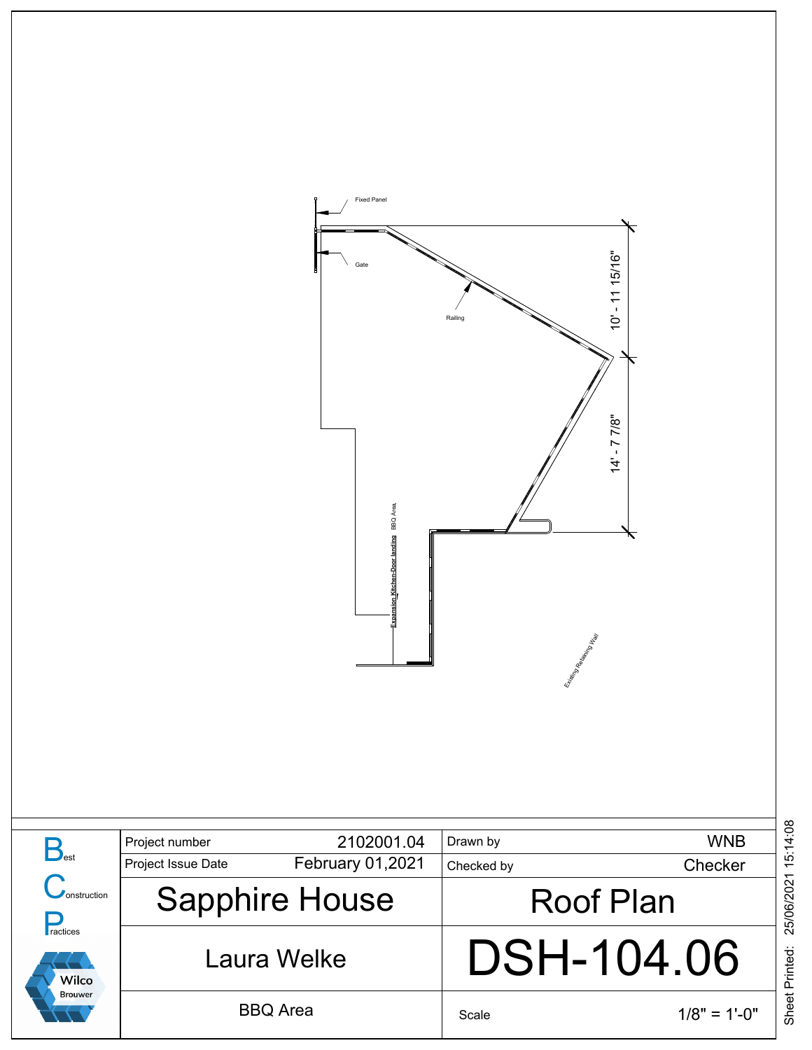Fixed Panel

Gate

Railing

10' - 11 15/16"

14' - 7 7/8"

Expansion Kitchen-Door landing BBQ Area

Existing Retaining Wall

| Project number | 2102001.04 | Drawn by | WNB |
|---|---|---|---|
| Project Issue Date | February 01,2021 | Checked by | Checker |
| Sapphire House | | Roof Plan | |
| Laura Welke | | DSH-104.06 | |
| BBQ Area | | Scale | 1/8" = 1'-0" |

Best Construction Practices

Wilco Brouwer

Sheet Printed: 25/06/2021 15:14:08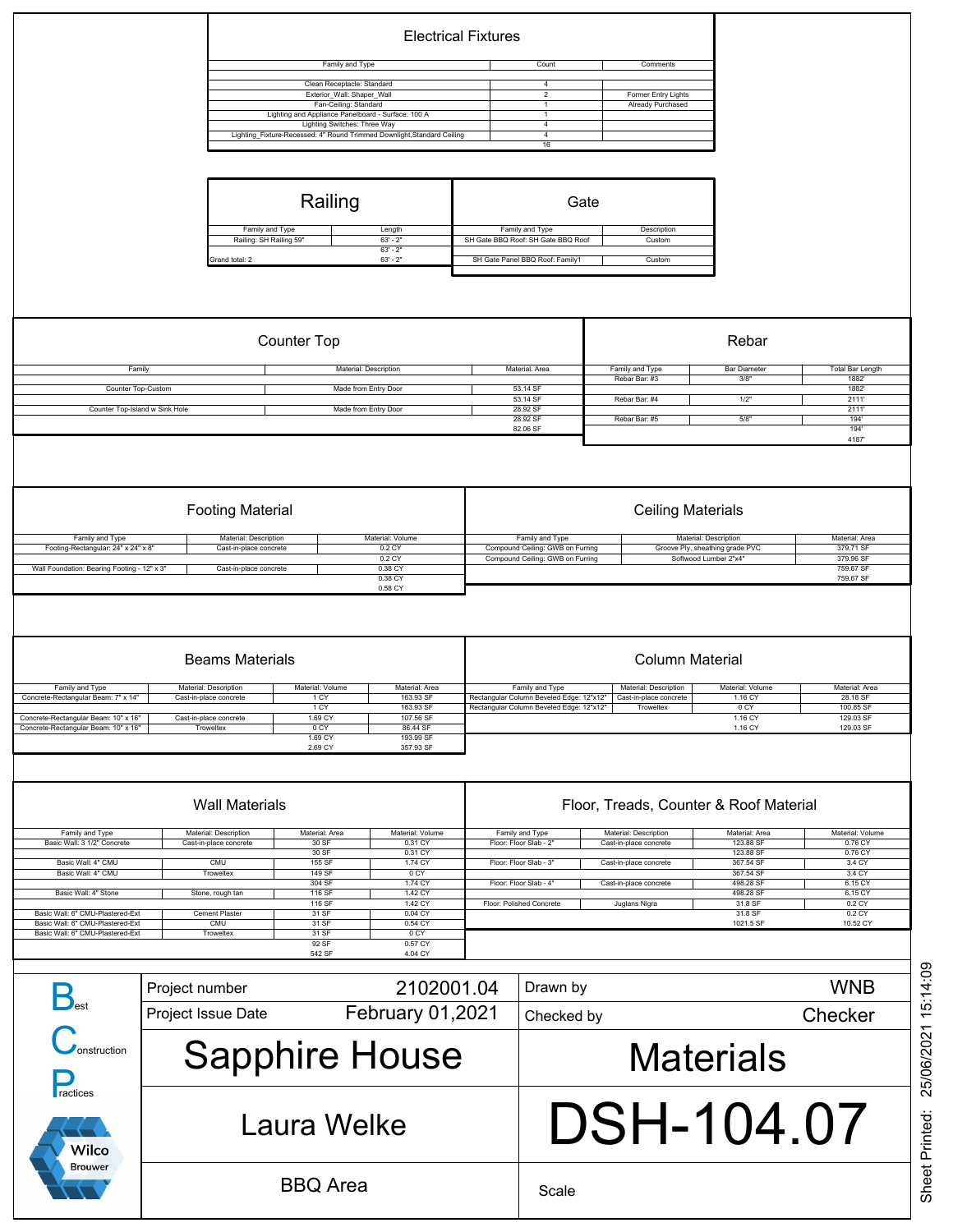## Electrical Fixtures

| Family and Type | Count | Comments |
|---|---|---|
| Clean Receptacle: Standard | 4 | |
| Exterior_Wall: Shaper_Wall | 2 | Former Entry Lights |
| Fan-Ceiling: Standard | 1 | Already Purchased |
| Lighting and Appliance Panelboard - Surface: 100 A | 1 | |
| Lighting Switches: Three Way | 4 | |
| Lighting_Fixture-Recessed: 4" Round Trimmed Downlight,Standard Ceiling | 4 | |
| | 16 | |

## Railing

| Family and Type | Length |
|---|---|
| Railing: SH Railing 59" | 63' - 2" |
| | 63' - 2" |
| Grand total: 2 | 63' - 2" |

## Gate

| Family and Type | Description |
|---|---|
| SH Gate BBQ Roof: SH Gate BBQ Roof | Custom |
| SH Gate Panel BBQ Roof: Family1 | Custom |

## Counter Top

| Family | Material: Description | Material: Area |
|---|---|---|
| Counter Top-Custom | Made from Entry Door | 53.14 SF |
| | | 53.14 SF |
| Counter Top-Island w Sink Hole | Made from Entry Door | 28.92 SF |
| | | 28.92 SF |
| | | 82.06 SF |

## Rebar

| Family and Type | Bar Diameter | Total Bar Length |
|---|---|---|
| Rebar Bar: #3 | 3/8" | 1882' |
| | | 1882' |
| Rebar Bar: #4 | 1/2" | 2111' |
| | | 2111' |
| Rebar Bar: #5 | 5/8" | 194' |
| | | 194' |
| | | 4187' |

## Footing Material

| Family and Type | Material: Description | Material: Volume |
|---|---|---|
| Footing-Rectangular: 24" x 24" x 8" | Cast-in-place concrete | 0.2 CY |
| | | 0.2 CY |
| Wall Foundation: Bearing Footing - 12" x 3" | Cast-in-place concrete | 0.38 CY |
| | | 0.38 CY |
| | | 0.58 CY |

## Ceiling Materials

| Family and Type | Material: Description | Material: Area |
|---|---|---|
| Compound Ceiling: GWB on Furring | Groove Ply, sheathing grade PVC | 379.71 SF |
| Compound Ceiling: GWB on Furring | Softwood Lumber 2"x4" | 379.96 SF |
| | | 759.67 SF |
| | | 759.67 SF |

## Beams Materials

| Family and Type | Material: Description | Material: Volume | Material: Area |
|---|---|---|---|
| Concrete-Rectangular Beam: 7" x 14" | Cast-in-place concrete | 1 CY | 163.93 SF |
| | | 1 CY | 163.93 SF |
| Concrete-Rectangular Beam: 10" x 16" | Cast-in-place concrete | 1.69 CY | 107.56 SF |
| Concrete-Rectangular Beam: 10" x 16" | Troweltex | 0 CY | 86.44 SF |
| | | 1.69 CY | 193.99 SF |
| | | 2.69 CY | 357.93 SF |

## Column Material

| Family and Type | Material: Description | Material: Volume | Material: Area |
|---|---|---|---|
| Rectangular Column Beveled Edge: 12"x12" | Cast-in-place concrete | 1.16 CY | 28.18 SF |
| Rectangular Column Beveled Edge: 12"x12" | Troweltex | 0 CY | 100.85 SF |
| | | 1.16 CY | 129.03 SF |
| | | 1.16 CY | 129.03 SF |

## Wall Materials

| Family and Type | Material: Description | Material: Area | Material: Volume |
|---|---|---|---|
| Basic Wall: 3 1/2" Concrete | Cast-in-place concrete | 30 SF | 0.31 CY |
| | | 30 SF | 0.31 CY |
| Basic Wall: 4" CMU | CMU | 155 SF | 1.74 CY |
| Basic Wall: 4" CMU | Troweltex | 149 SF | 0 CY |
| | | 304 SF | 1.74 CY |
| Basic Wall: 4" Stone | Stone, rough tan | 116 SF | 1.42 CY |
| | | 116 SF | 1.42 CY |
| Basic Wall: 6" CMU-Plastered-Ext | Cement Plaster | 31 SF | 0.04 CY |
| Basic Wall: 6" CMU-Plastered-Ext | CMU | 31 SF | 0.54 CY |
| Basic Wall: 6" CMU-Plastered-Ext | Troweltex | 31 SF | 0 CY |
| | | 92 SF | 0.57 CY |
| | | 542 SF | 4.04 CY |

## Floor, Treads, Counter & Roof Material

| Family and Type | Material: Description | Material: Area | Material: Volume |
|---|---|---|---|
| Floor: Floor Slab - 2" | Cast-in-place concrete | 123.88 SF | 0.76 CY |
| | | 123.88 SF | 0.76 CY |
| Floor: Floor Slab - 3" | Cast-in-place concrete | 367.54 SF | 3.4 CY |
| | | 367.54 SF | 3.4 CY |
| Floor: Floor Slab - 4" | Cast-in-place concrete | 498.28 SF | 6.15 CY |
| | | 498.28 SF | 6.15 CY |
| Floor: Polished Concrete | Juglans Nigra | 31.8 SF | 0.2 CY |
| | | 31.8 SF | 0.2 CY |
| | | 1021.5 SF | 10.52 CY |

Best Construction Practices

Wilco Brouwer

| | | | |
|---|---|---|---|
| Project number | 2102001.04 | Drawn by | WNB |
| Project Issue Date | February 01,2021 | Checked by | Checker |

# Sapphire House

# Materials

## Laura Welke

# DSH-104.07

BBQ Area

Scale

Sheet Printed: 25/06/2021 15:14:09